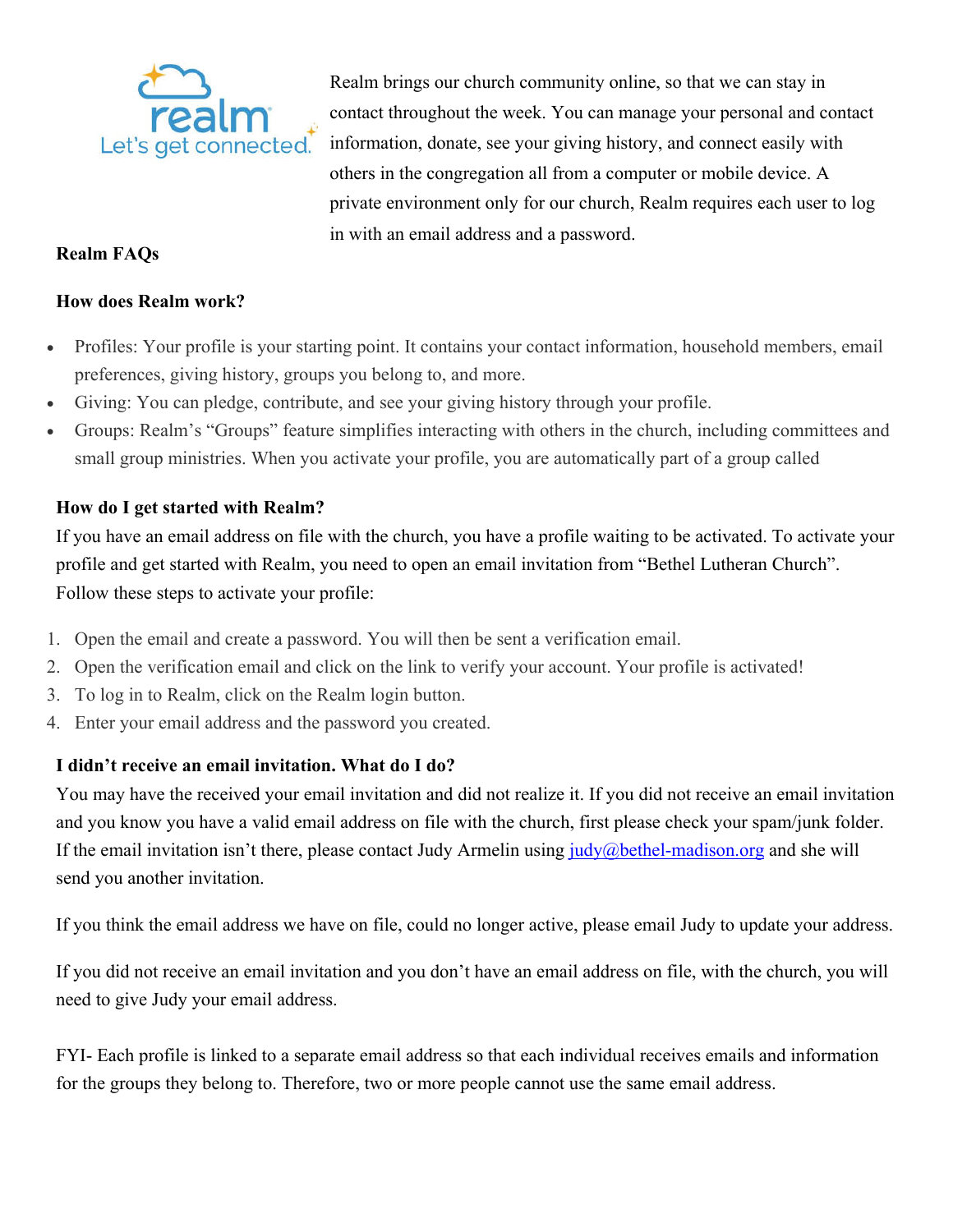realm
Let's get connected.

Realm brings our church community online, so that we can stay in contact throughout the week. You can manage your personal and contact information, donate, see your giving history, and connect easily with others in the congregation all from a computer or mobile device. A private environment only for our church, Realm requires each user to log in with an email address and a password.

**Realm FAQs**

**How does Realm work?**

- Profiles: Your profile is your starting point. It contains your contact information, household members, email preferences, giving history, groups you belong to, and more.
- Giving: You can pledge, contribute, and see your giving history through your profile.
- Groups: Realm's "Groups" feature simplifies interacting with others in the church, including committees and small group ministries. When you activate your profile, you are automatically part of a group called

**How do I get started with Realm?**

If you have an email address on file with the church, you have a profile waiting to be activated. To activate your profile and get started with Realm, you need to open an email invitation from "Bethel Lutheran Church". Follow these steps to activate your profile:

1. Open the email and create a password. You will then be sent a verification email.
2. Open the verification email and click on the link to verify your account. Your profile is activated!
3. To log in to Realm, click on the Realm login button.
4. Enter your email address and the password you created.

**I didn't receive an email invitation. What do I do?**

You may have the received your email invitation and did not realize it. If you did not receive an email invitation and you know you have a valid email address on file with the church, first please check your spam/junk folder. If the email invitation isn't there, please contact Judy Armelin using judy@bethel-madison.org and she will send you another invitation.

If you think the email address we have on file, could no longer active, please email Judy to update your address.

If you did not receive an email invitation and you don't have an email address on file, with the church, you will need to give Judy your email address.

FYI- Each profile is linked to a separate email address so that each individual receives emails and information for the groups they belong to. Therefore, two or more people cannot use the same email address.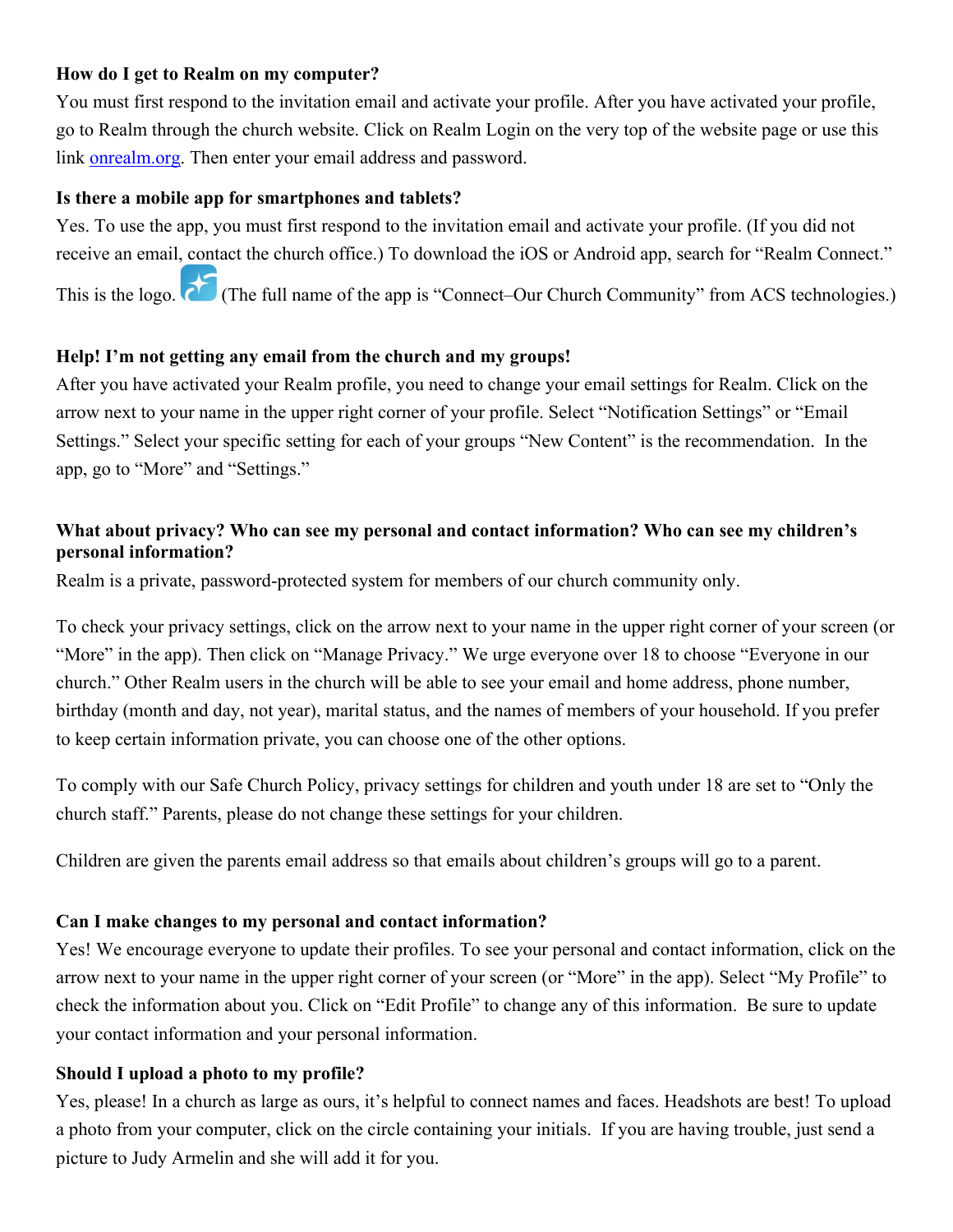**How do I get to Realm on my computer?**

You must first respond to the invitation email and activate your profile. After you have activated your profile, go to Realm through the church website. Click on Realm Login on the very top of the website page or use this link [onrealm.org](onrealm.org). Then enter your email address and password.

**Is there a mobile app for smartphones and tablets?**

Yes. To use the app, you must first respond to the invitation email and activate your profile. (If you did not receive an email, contact the church office.) To download the iOS or Android app, search for "Realm Connect." This is the logo. (The full name of the app is "Connect–Our Church Community" from ACS technologies.)

**Help! I'm not getting any email from the church and my groups!**

After you have activated your Realm profile, you need to change your email settings for Realm. Click on the arrow next to your name in the upper right corner of your profile. Select "Notification Settings" or "Email Settings." Select your specific setting for each of your groups "New Content" is the recommendation. In the app, go to "More" and "Settings."

**What about privacy? Who can see my personal and contact information? Who can see my children's personal information?**

Realm is a private, password-protected system for members of our church community only.

To check your privacy settings, click on the arrow next to your name in the upper right corner of your screen (or "More" in the app). Then click on "Manage Privacy." We urge everyone over 18 to choose "Everyone in our church." Other Realm users in the church will be able to see your email and home address, phone number, birthday (month and day, not year), marital status, and the names of members of your household. If you prefer to keep certain information private, you can choose one of the other options.

To comply with our Safe Church Policy, privacy settings for children and youth under 18 are set to "Only the church staff." Parents, please do not change these settings for your children.

Children are given the parents email address so that emails about children's groups will go to a parent.

**Can I make changes to my personal and contact information?**

Yes! We encourage everyone to update their profiles. To see your personal and contact information, click on the arrow next to your name in the upper right corner of your screen (or "More" in the app). Select "My Profile" to check the information about you. Click on "Edit Profile" to change any of this information. Be sure to update your contact information and your personal information.

**Should I upload a photo to my profile?**

Yes, please! In a church as large as ours, it's helpful to connect names and faces. Headshots are best! To upload a photo from your computer, click on the circle containing your initials. If you are having trouble, just send a picture to Judy Armelin and she will add it for you.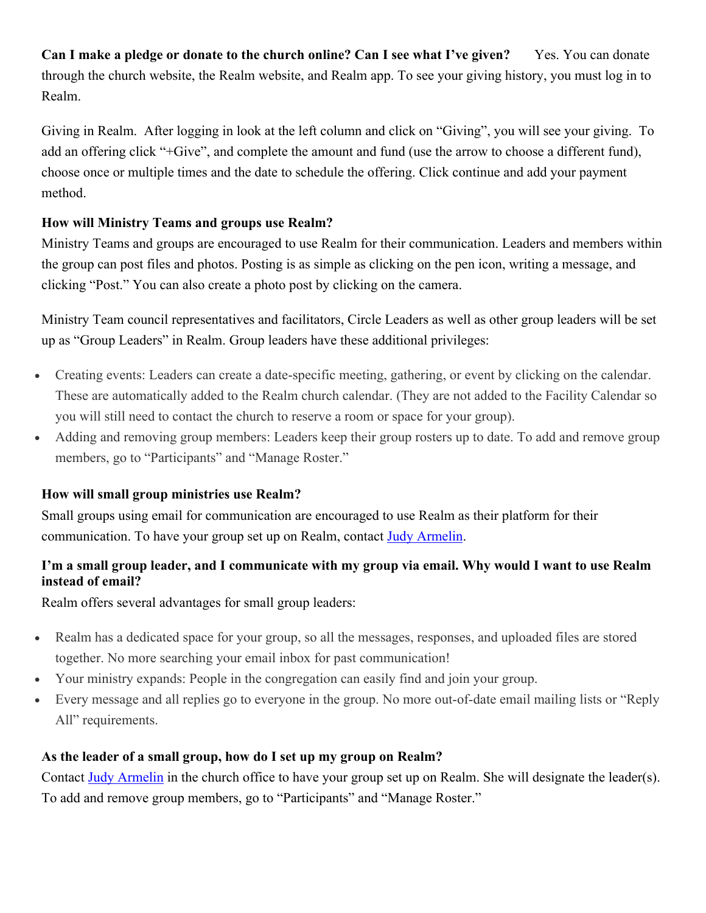**Can I make a pledge or donate to the church online? Can I see what I've given?** Yes. You can donate through the church website, the Realm website, and Realm app. To see your giving history, you must log in to Realm.

Giving in Realm. After logging in look at the left column and click on "Giving", you will see your giving. To add an offering click "+Give", and complete the amount and fund (use the arrow to choose a different fund), choose once or multiple times and the date to schedule the offering. Click continue and add your payment method.

**How will Ministry Teams and groups use Realm?**

Ministry Teams and groups are encouraged to use Realm for their communication. Leaders and members within the group can post files and photos. Posting is as simple as clicking on the pen icon, writing a message, and clicking "Post." You can also create a photo post by clicking on the camera.

Ministry Team council representatives and facilitators, Circle Leaders as well as other group leaders will be set up as "Group Leaders" in Realm. Group leaders have these additional privileges:

- Creating events: Leaders can create a date-specific meeting, gathering, or event by clicking on the calendar. These are automatically added to the Realm church calendar. (They are not added to the Facility Calendar so you will still need to contact the church to reserve a room or space for your group).
- Adding and removing group members: Leaders keep their group rosters up to date. To add and remove group members, go to "Participants" and "Manage Roster."

**How will small group ministries use Realm?**

Small groups using email for communication are encouraged to use Realm as their platform for their communication. To have your group set up on Realm, contact Judy Armelin.

**I'm a small group leader, and I communicate with my group via email. Why would I want to use Realm instead of email?**

Realm offers several advantages for small group leaders:

- Realm has a dedicated space for your group, so all the messages, responses, and uploaded files are stored together. No more searching your email inbox for past communication!
- Your ministry expands: People in the congregation can easily find and join your group.
- Every message and all replies go to everyone in the group. No more out-of-date email mailing lists or "Reply All" requirements.

**As the leader of a small group, how do I set up my group on Realm?**

Contact Judy Armelin in the church office to have your group set up on Realm. She will designate the leader(s). To add and remove group members, go to "Participants" and "Manage Roster."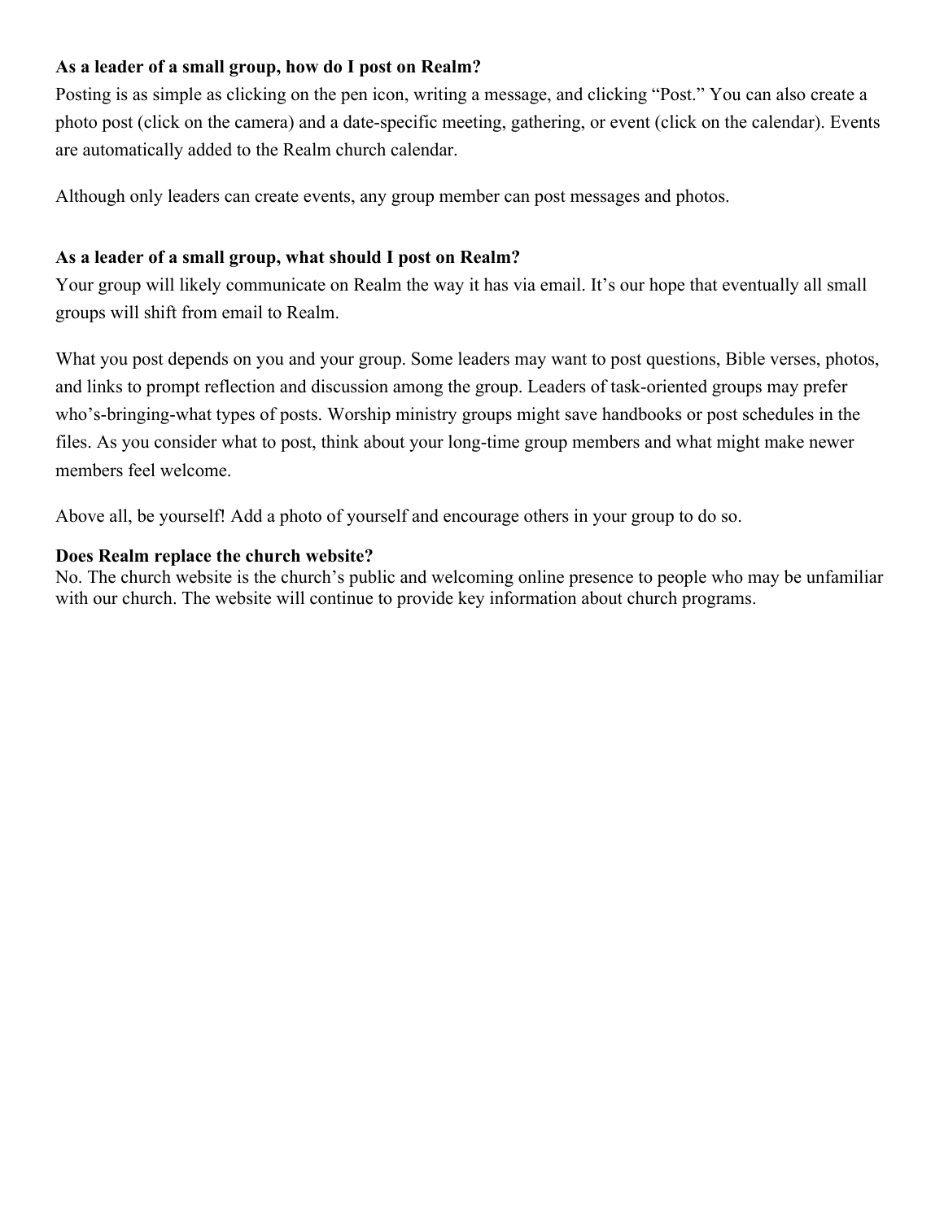**As a leader of a small group, how do I post on Realm?**

Posting is as simple as clicking on the pen icon, writing a message, and clicking "Post." You can also create a photo post (click on the camera) and a date-specific meeting, gathering, or event (click on the calendar). Events are automatically added to the Realm church calendar.

Although only leaders can create events, any group member can post messages and photos.

**As a leader of a small group, what should I post on Realm?**

Your group will likely communicate on Realm the way it has via email. It's our hope that eventually all small groups will shift from email to Realm.

What you post depends on you and your group. Some leaders may want to post questions, Bible verses, photos, and links to prompt reflection and discussion among the group. Leaders of task-oriented groups may prefer who's-bringing-what types of posts. Worship ministry groups might save handbooks or post schedules in the files. As you consider what to post, think about your long-time group members and what might make newer members feel welcome.

Above all, be yourself! Add a photo of yourself and encourage others in your group to do so.

**Does Realm replace the church website?**

No. The church website is the church's public and welcoming online presence to people who may be unfamiliar with our church. The website will continue to provide key information about church programs.